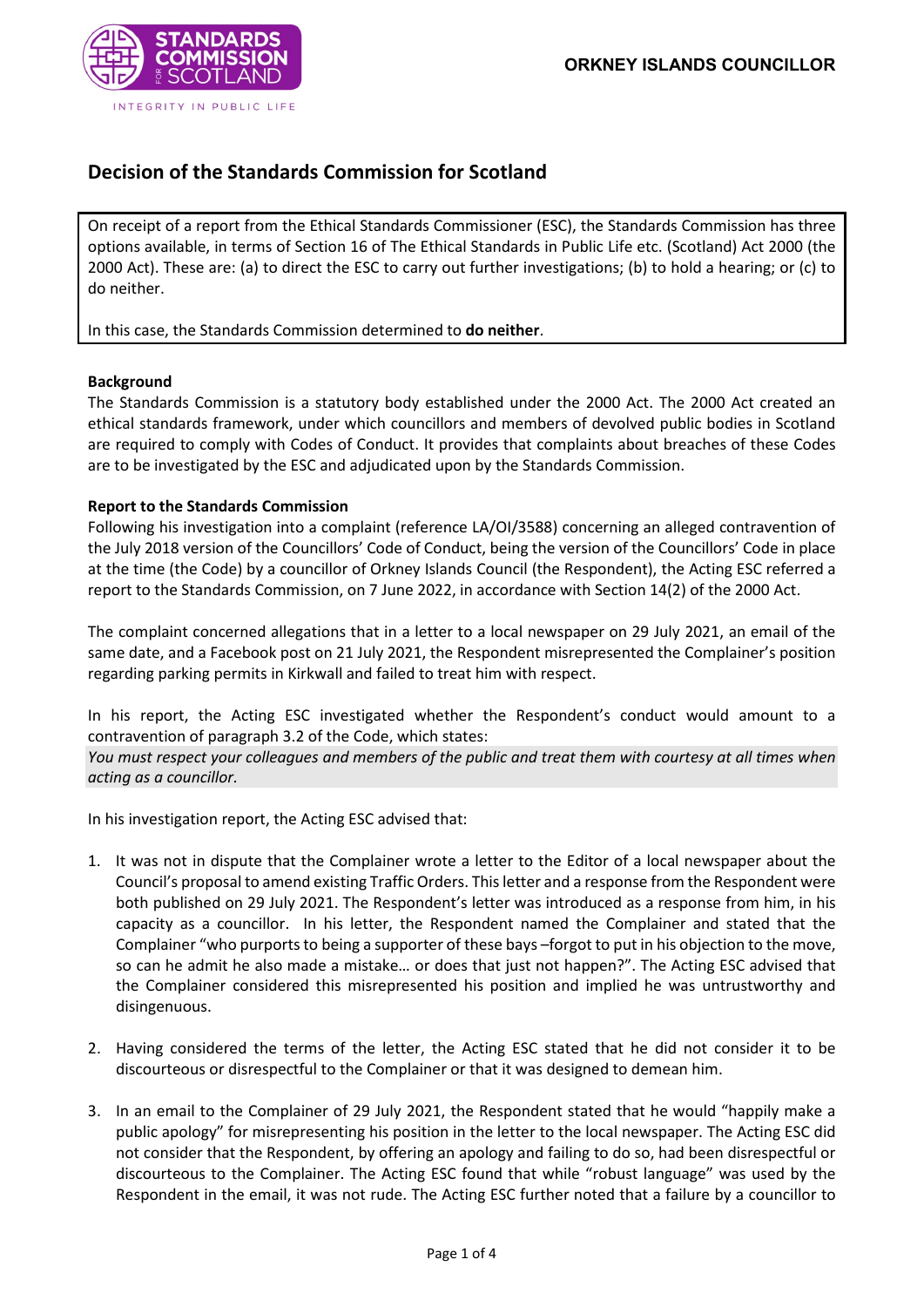**ORKNEY ISLANDS COUNCILLOR**

## Decision of the Standards Commission for Scotland

On receipt of a report from the Ethical Standards Commissioner (ESC), the Standards Commission has three options available, in terms of Section 16 of The Ethical Standards in Public Life etc. (Scotland) Act 2000 (the 2000 Act). These are: (a) to direct the ESC to carry out further investigations; (b) to hold a hearing; or (c) to do neither.

In this case, the Standards Commission determined to **do neither**.

**Background**

The Standards Commission is a statutory body established under the 2000 Act. The 2000 Act created an ethical standards framework, under which councillors and members of devolved public bodies in Scotland are required to comply with Codes of Conduct. It provides that complaints about breaches of these Codes are to be investigated by the ESC and adjudicated upon by the Standards Commission.

**Report to the Standards Commission**

Following his investigation into a complaint (reference LA/OI/3588) concerning an alleged contravention of the July 2018 version of the Councillors' Code of Conduct, being the version of the Councillors' Code in place at the time (the Code) by a councillor of Orkney Islands Council (the Respondent), the Acting ESC referred a report to the Standards Commission, on 7 June 2022, in accordance with Section 14(2) of the 2000 Act.

The complaint concerned allegations that in a letter to a local newspaper on 29 July 2021, an email of the same date, and a Facebook post on 21 July 2021, the Respondent misrepresented the Complainer's position regarding parking permits in Kirkwall and failed to treat him with respect.

In his report, the Acting ESC investigated whether the Respondent's conduct would amount to a contravention of paragraph 3.2 of the Code, which states:

*You must respect your colleagues and members of the public and treat them with courtesy at all times when acting as a councillor.*

In his investigation report, the Acting ESC advised that:

1. It was not in dispute that the Complainer wrote a letter to the Editor of a local newspaper about the Council's proposal to amend existing Traffic Orders. This letter and a response from the Respondent were both published on 29 July 2021. The Respondent's letter was introduced as a response from him, in his capacity as a councillor. In his letter, the Respondent named the Complainer and stated that the Complainer "who purports to being a supporter of these bays –forgot to put in his objection to the move, so can he admit he also made a mistake… or does that just not happen?". The Acting ESC advised that the Complainer considered this misrepresented his position and implied he was untrustworthy and disingenuous.

2. Having considered the terms of the letter, the Acting ESC stated that he did not consider it to be discourteous or disrespectful to the Complainer or that it was designed to demean him.

3. In an email to the Complainer of 29 July 2021, the Respondent stated that he would "happily make a public apology" for misrepresenting his position in the letter to the local newspaper. The Acting ESC did not consider that the Respondent, by offering an apology and failing to do so, had been disrespectful or discourteous to the Complainer. The Acting ESC found that while "robust language" was used by the Respondent in the email, it was not rude. The Acting ESC further noted that a failure by a councillor to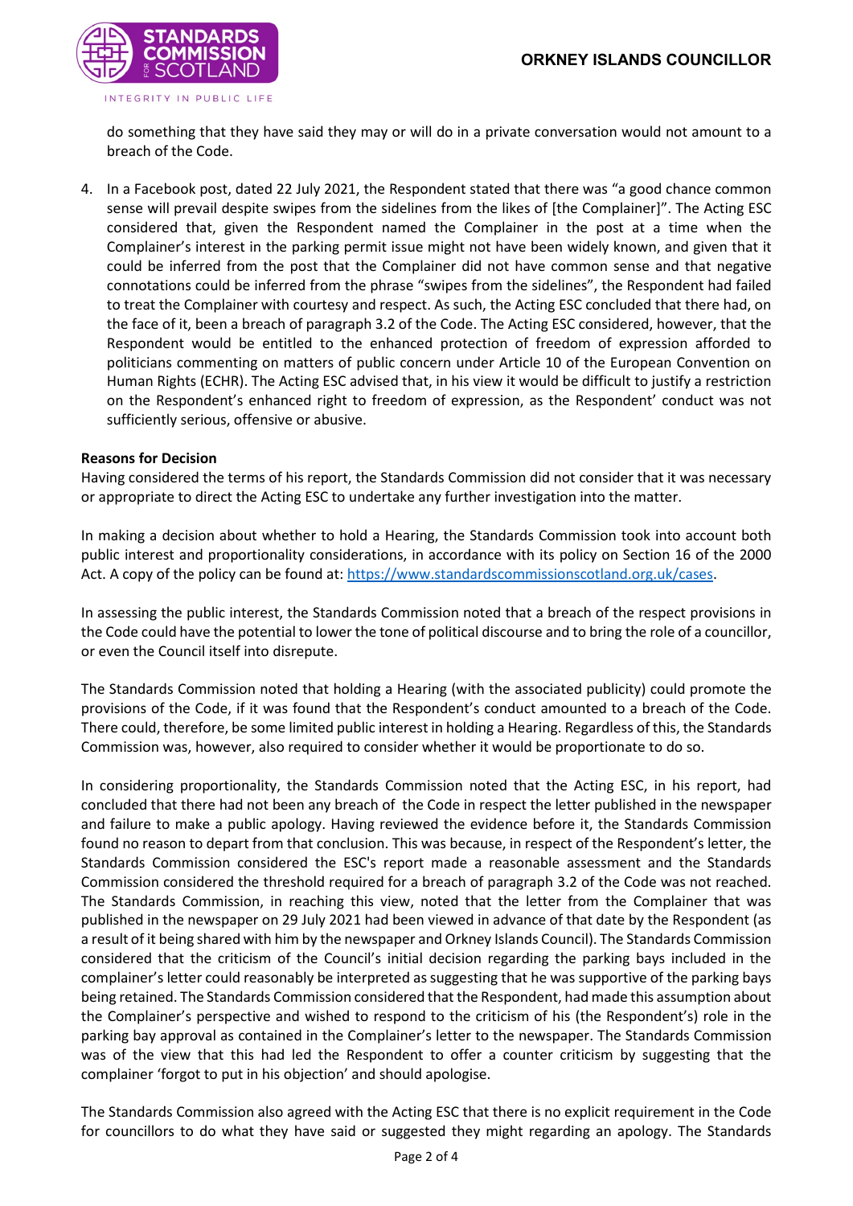do something that they have said they may or will do in a private conversation would not amount to a breach of the Code.

4. In a Facebook post, dated 22 July 2021, the Respondent stated that there was "a good chance common sense will prevail despite swipes from the sidelines from the likes of [the Complainer]". The Acting ESC considered that, given the Respondent named the Complainer in the post at a time when the Complainer's interest in the parking permit issue might not have been widely known, and given that it could be inferred from the post that the Complainer did not have common sense and that negative connotations could be inferred from the phrase "swipes from the sidelines", the Respondent had failed to treat the Complainer with courtesy and respect. As such, the Acting ESC concluded that there had, on the face of it, been a breach of paragraph 3.2 of the Code. The Acting ESC considered, however, that the Respondent would be entitled to the enhanced protection of freedom of expression afforded to politicians commenting on matters of public concern under Article 10 of the European Convention on Human Rights (ECHR). The Acting ESC advised that, in his view it would be difficult to justify a restriction on the Respondent's enhanced right to freedom of expression, as the Respondent' conduct was not sufficiently serious, offensive or abusive.

**Reasons for Decision**

Having considered the terms of his report, the Standards Commission did not consider that it was necessary or appropriate to direct the Acting ESC to undertake any further investigation into the matter.

In making a decision about whether to hold a Hearing, the Standards Commission took into account both public interest and proportionality considerations, in accordance with its policy on Section 16 of the 2000 Act. A copy of the policy can be found at: https://www.standardscommissionscotland.org.uk/cases.

In assessing the public interest, the Standards Commission noted that a breach of the respect provisions in the Code could have the potential to lower the tone of political discourse and to bring the role of a councillor, or even the Council itself into disrepute.

The Standards Commission noted that holding a Hearing (with the associated publicity) could promote the provisions of the Code, if it was found that the Respondent's conduct amounted to a breach of the Code. There could, therefore, be some limited public interest in holding a Hearing. Regardless of this, the Standards Commission was, however, also required to consider whether it would be proportionate to do so.

In considering proportionality, the Standards Commission noted that the Acting ESC, in his report, had concluded that there had not been any breach of the Code in respect the letter published in the newspaper and failure to make a public apology. Having reviewed the evidence before it, the Standards Commission found no reason to depart from that conclusion. This was because, in respect of the Respondent's letter, the Standards Commission considered the ESC's report made a reasonable assessment and the Standards Commission considered the threshold required for a breach of paragraph 3.2 of the Code was not reached. The Standards Commission, in reaching this view, noted that the letter from the Complainer that was published in the newspaper on 29 July 2021 had been viewed in advance of that date by the Respondent (as a result of it being shared with him by the newspaper and Orkney Islands Council). The Standards Commission considered that the criticism of the Council's initial decision regarding the parking bays included in the complainer's letter could reasonably be interpreted as suggesting that he was supportive of the parking bays being retained. The Standards Commission considered that the Respondent, had made this assumption about the Complainer's perspective and wished to respond to the criticism of his (the Respondent's) role in the parking bay approval as contained in the Complainer's letter to the newspaper. The Standards Commission was of the view that this had led the Respondent to offer a counter criticism by suggesting that the complainer 'forgot to put in his objection' and should apologise.

The Standards Commission also agreed with the Acting ESC that there is no explicit requirement in the Code for councillors to do what they have said or suggested they might regarding an apology. The Standards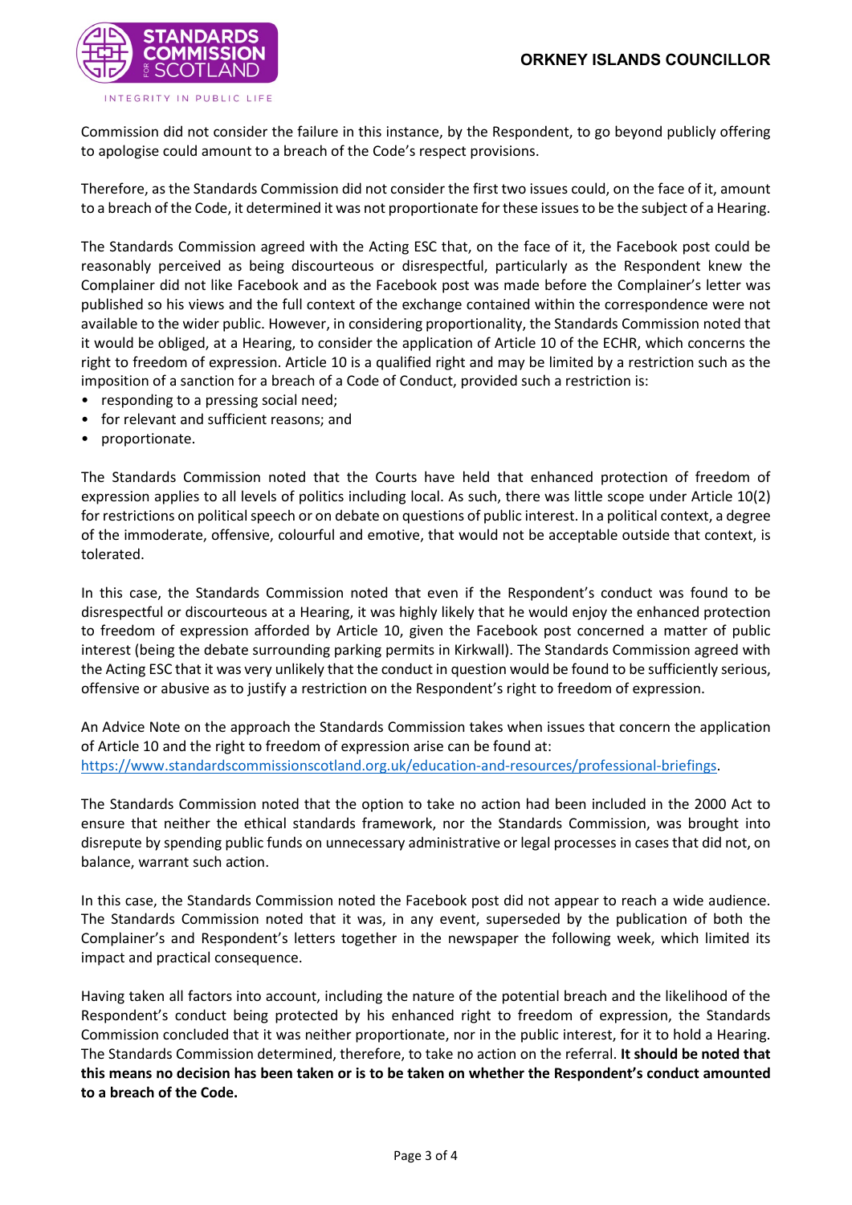Commission did not consider the failure in this instance, by the Respondent, to go beyond publicly offering to apologise could amount to a breach of the Code's respect provisions.

Therefore, as the Standards Commission did not consider the first two issues could, on the face of it, amount to a breach of the Code, it determined it was not proportionate for these issues to be the subject of a Hearing.

The Standards Commission agreed with the Acting ESC that, on the face of it, the Facebook post could be reasonably perceived as being discourteous or disrespectful, particularly as the Respondent knew the Complainer did not like Facebook and as the Facebook post was made before the Complainer's letter was published so his views and the full context of the exchange contained within the correspondence were not available to the wider public. However, in considering proportionality, the Standards Commission noted that it would be obliged, at a Hearing, to consider the application of Article 10 of the ECHR, which concerns the right to freedom of expression. Article 10 is a qualified right and may be limited by a restriction such as the imposition of a sanction for a breach of a Code of Conduct, provided such a restriction is:

- responding to a pressing social need;
- for relevant and sufficient reasons; and
- proportionate.

The Standards Commission noted that the Courts have held that enhanced protection of freedom of expression applies to all levels of politics including local. As such, there was little scope under Article 10(2) for restrictions on political speech or on debate on questions of public interest. In a political context, a degree of the immoderate, offensive, colourful and emotive, that would not be acceptable outside that context, is tolerated.

In this case, the Standards Commission noted that even if the Respondent's conduct was found to be disrespectful or discourteous at a Hearing, it was highly likely that he would enjoy the enhanced protection to freedom of expression afforded by Article 10, given the Facebook post concerned a matter of public interest (being the debate surrounding parking permits in Kirkwall). The Standards Commission agreed with the Acting ESC that it was very unlikely that the conduct in question would be found to be sufficiently serious, offensive or abusive as to justify a restriction on the Respondent's right to freedom of expression.

An Advice Note on the approach the Standards Commission takes when issues that concern the application of Article 10 and the right to freedom of expression arise can be found at: https://www.standardscommissionscotland.org.uk/education-and-resources/professional-briefings.

The Standards Commission noted that the option to take no action had been included in the 2000 Act to ensure that neither the ethical standards framework, nor the Standards Commission, was brought into disrepute by spending public funds on unnecessary administrative or legal processes in cases that did not, on balance, warrant such action.

In this case, the Standards Commission noted the Facebook post did not appear to reach a wide audience. The Standards Commission noted that it was, in any event, superseded by the publication of both the Complainer's and Respondent's letters together in the newspaper the following week, which limited its impact and practical consequence.

Having taken all factors into account, including the nature of the potential breach and the likelihood of the Respondent's conduct being protected by his enhanced right to freedom of expression, the Standards Commission concluded that it was neither proportionate, nor in the public interest, for it to hold a Hearing. The Standards Commission determined, therefore, to take no action on the referral. **It should be noted that this means no decision has been taken or is to be taken on whether the Respondent's conduct amounted to a breach of the Code.**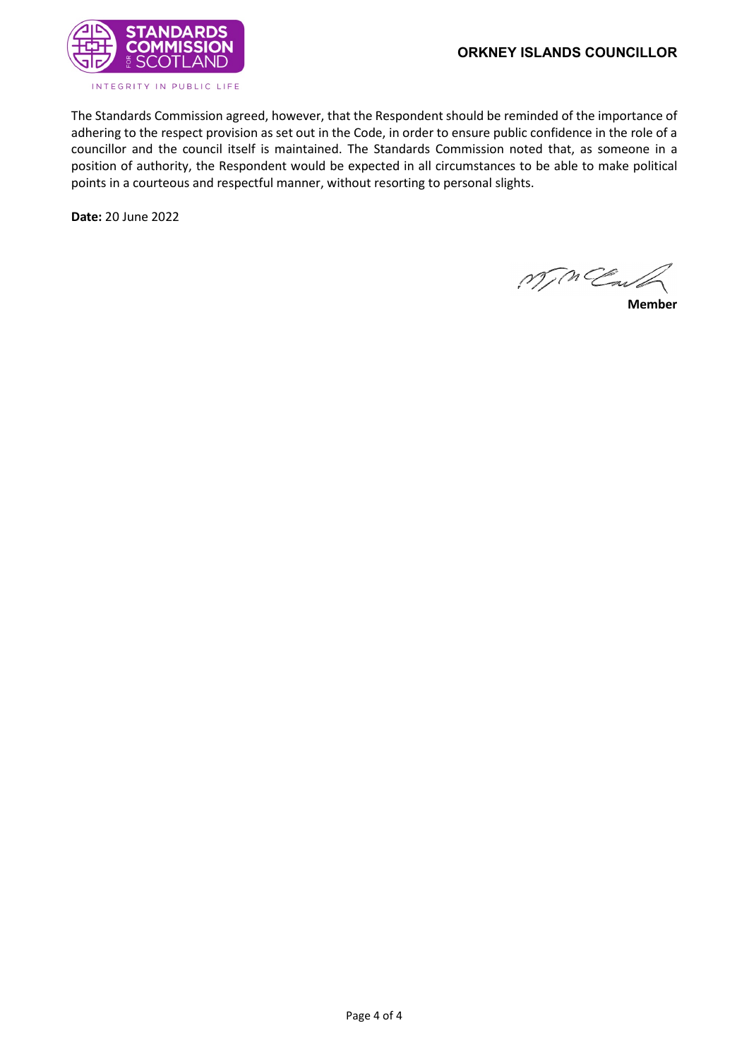The Standards Commission agreed, however, that the Respondent should be reminded of the importance of adhering to the respect provision as set out in the Code, in order to ensure public confidence in the role of a councillor and the council itself is maintained. The Standards Commission noted that, as someone in a position of authority, the Respondent would be expected in all circumstances to be able to make political points in a courteous and respectful manner, without resorting to personal slights.

**Date:** 20 June 2022

**Member**